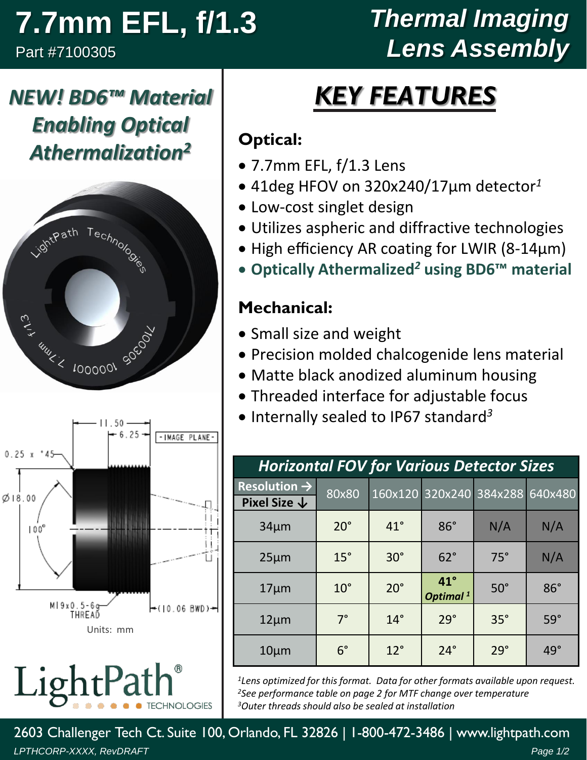# 7.7mm EFL, f/1.3

Part #7100305

# Thermal Imaging Lens Assembly

## NEW! BD6™ Material Enabling Optical Athermalization[2]

0.25 x °45

Ø18.00

100°

11.50

6.25

-IMAGE PLANE-

M19x0.5-6g THREAD

(10.06 BWD)

Units: mm

LightPath® TECHNOLOGIES

## KEY FEATURES

### Optical:

- 7.7mm EFL, f/1.3 Lens
- 41deg HFOV on 320x240/17µm detector[1]
- Low-cost singlet design
- Utilizes aspheric and diffractive technologies
- High efficiency AR coating for LWIR (8-14µm)
- **Optically Athermalized[2] using BD6™ material**

### Mechanical:

- Small size and weight
- Precision molded chalcogenide lens material
- Matte black anodized aluminum housing
- Threaded interface for adjustable focus
- Internally sealed to IP67 standard[3]

**Horizontal FOV for Various Detector Sizes**

| Resolution → / Pixel Size ↓ | 80x80 | 160x120 | 320x240 | 384x288 | 640x480 |
|---|---|---|---|---|---|
| 34µm | 20° | 41° | 86° | N/A | N/A |
| 25µm | 15° | 30° | 62° | 75° | N/A |
| 17µm | 10° | 20° | **41°** ***Optimal*** [1] | 50° | 86° |
| 12µm | 7° | 14° | 29° | 35° | 59° |
| 10µm | 6° | 12° | 24° | 29° | 49° |

*[1]Lens optimized for this format. Data for other formats available upon request.*
*[2]See performance table on page 2 for MTF change over temperature*
*[3]Outer threads should also be sealed at installation*

2603 Challenger Tech Ct. Suite 100, Orlando, FL 32826 | 1-800-472-3486 | www.lightpath.com

*LPTHCORP-XXXX, RevDRAFT*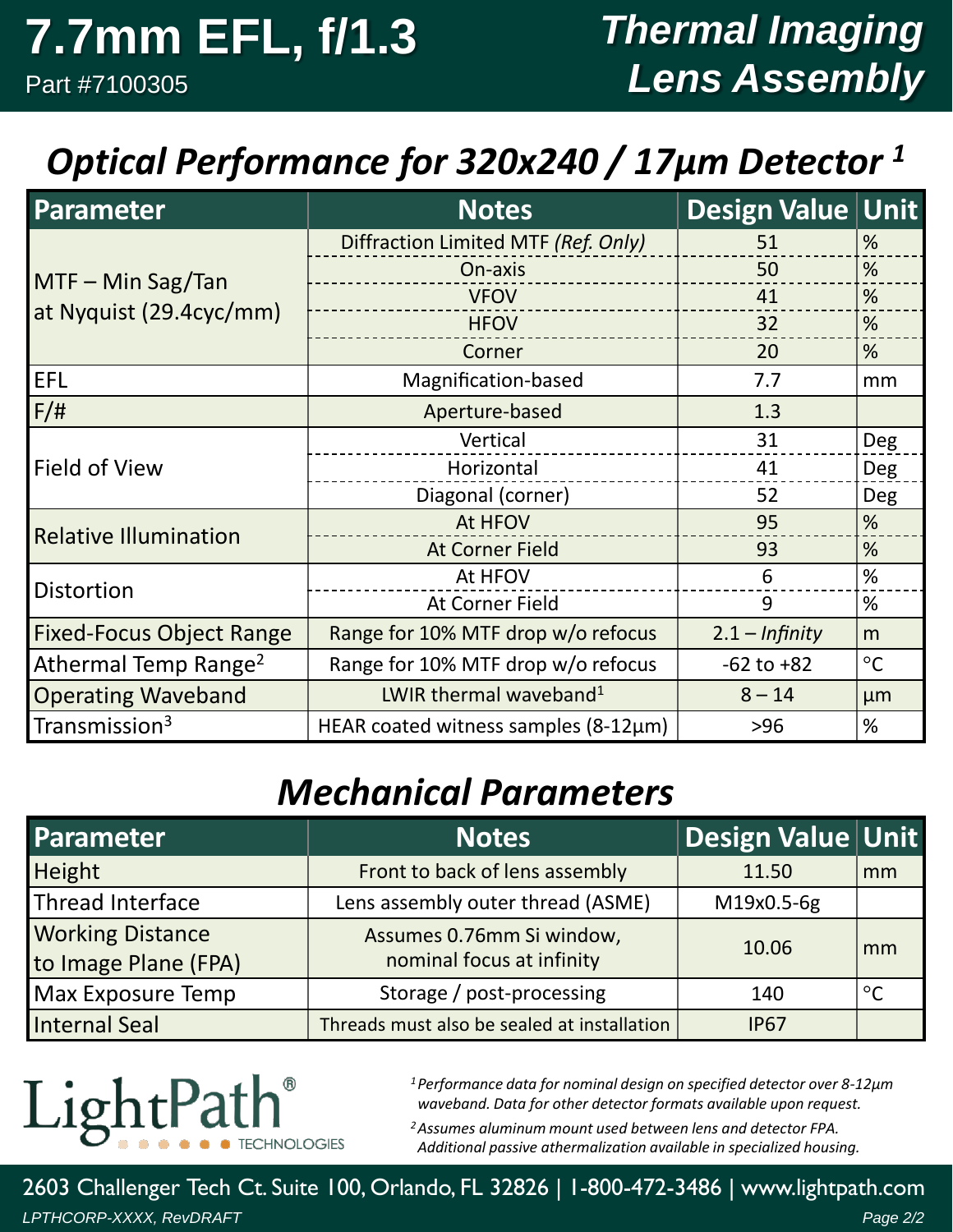# 7.7mm EFL, f/1.3

Part #7100305

# Thermal Imaging Lens Assembly

## *Optical Performance for 320x240 / 17µm Detector [1]*

| Parameter | Notes | Design Value | Unit |
|---|---|---|---|
| MTF – Min Sag/Tan at Nyquist (29.4cyc/mm) | Diffraction Limited MTF *(Ref. Only)* | 51 | % |
| | On-axis | 50 | % |
| | VFOV | 41 | % |
| | HFOV | 32 | % |
| | Corner | 20 | % |
| EFL | Magnification-based | 7.7 | mm |
| F/# | Aperture-based | 1.3 | |
| Field of View | Vertical | 31 | Deg |
| | Horizontal | 41 | Deg |
| | Diagonal (corner) | 52 | Deg |
| Relative Illumination | At HFOV | 95 | % |
| | At Corner Field | 93 | % |
| Distortion | At HFOV | 6 | % |
| | At Corner Field | 9 | % |
| Fixed-Focus Object Range | Range for 10% MTF drop w/o refocus | 2.1 – *Infinity* | m |
| Athermal Temp Range[2] | Range for 10% MTF drop w/o refocus | -62 to +82 | °C |
| Operating Waveband | LWIR thermal waveband[1] | 8 – 14 | µm |
| Transmission[3] | HEAR coated witness samples (8-12µm) | >96 | % |

## *Mechanical Parameters*

| Parameter | Notes | Design Value | Unit |
|---|---|---|---|
| Height | Front to back of lens assembly | 11.50 | mm |
| Thread Interface | Lens assembly outer thread (ASME) | M19x0.5-6g | |
| Working Distance to Image Plane (FPA) | Assumes 0.76mm Si window, nominal focus at infinity | 10.06 | mm |
| Max Exposure Temp | Storage / post-processing | 140 | °C |
| Internal Seal | Threads must also be sealed at installation | IP67 | |

LightPath® TECHNOLOGIES

*[1] Performance data for nominal design on specified detector over 8-12µm waveband. Data for other detector formats available upon request.*

*[2] Assumes aluminum mount used between lens and detector FPA. Additional passive athermalization available in specialized housing.*

2603 Challenger Tech Ct. Suite 100, Orlando, FL 32826 | 1-800-472-3486 | www.lightpath.com

LPTHCORP-XXXX, RevDRAFT